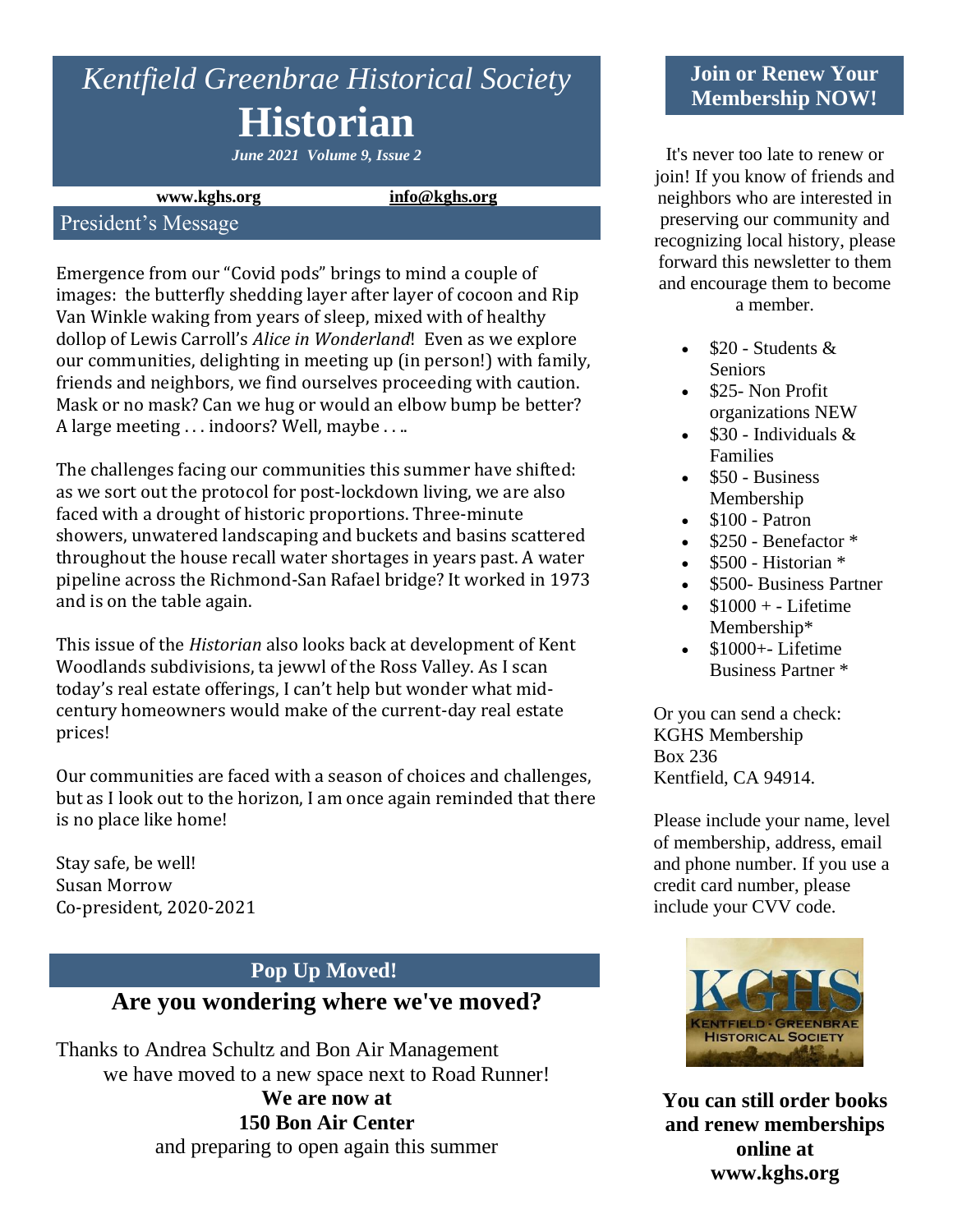# *Kentfield Greenbrae Historical Society*

# Historian

***June 2021 Volume 9, Issue 2***

**www.kghs.org** **info@kghs.org**

## President's Message

Emergence from our "Covid pods" brings to mind a couple of images: the butterfly shedding layer after layer of cocoon and Rip Van Winkle waking from years of sleep, mixed with of healthy dollop of Lewis Carroll's *Alice in Wonderland*! Even as we explore our communities, delighting in meeting up (in person!) with family, friends and neighbors, we find ourselves proceeding with caution. Mask or no mask? Can we hug or would an elbow bump be better? A large meeting . . . indoors? Well, maybe . . ..

The challenges facing our communities this summer have shifted: as we sort out the protocol for post-lockdown living, we are also faced with a drought of historic proportions. Three-minute showers, unwatered landscaping and buckets and basins scattered throughout the house recall water shortages in years past. A water pipeline across the Richmond-San Rafael bridge? It worked in 1973 and is on the table again.

This issue of the *Historian* also looks back at development of Kent Woodlands subdivisions, ta jewwl of the Ross Valley. As I scan today's real estate offerings, I can't help but wonder what mid-century homeowners would make of the current-day real estate prices!

Our communities are faced with a season of choices and challenges, but as I look out to the horizon, I am once again reminded that there is no place like home!

Stay safe, be well!
Susan Morrow
Co-president, 2020-2021

## Pop Up Moved!

### Are you wondering where we've moved?

Thanks to Andrea Schultz and Bon Air Management we have moved to a new space next to Road Runner!

**We are now at**
**150 Bon Air Center**
and preparing to open again this summer

## Join or Renew Your Membership NOW!

It's never too late to renew or join! If you know of friends and neighbors who are interested in preserving our community and recognizing local history, please forward this newsletter to them and encourage them to become a member.

- $20 - Students & Seniors
- $25- Non Profit organizations NEW
- $30 - Individuals & Families
- $50 - Business Membership
- $100 - Patron
- $250 - Benefactor *
- $500 - Historian *
- $500- Business Partner
- $1000 + - Lifetime Membership*
- $1000+- Lifetime Business Partner *

Or you can send a check:
KGHS Membership
Box 236
Kentfield, CA 94914.

Please include your name, level of membership, address, email and phone number. If you use a credit card number, please include your CVV code.

KGHS
KENTFIELD · GREENBRAE HISTORICAL SOCIETY

**You can still order books and renew memberships online at www.kghs.org**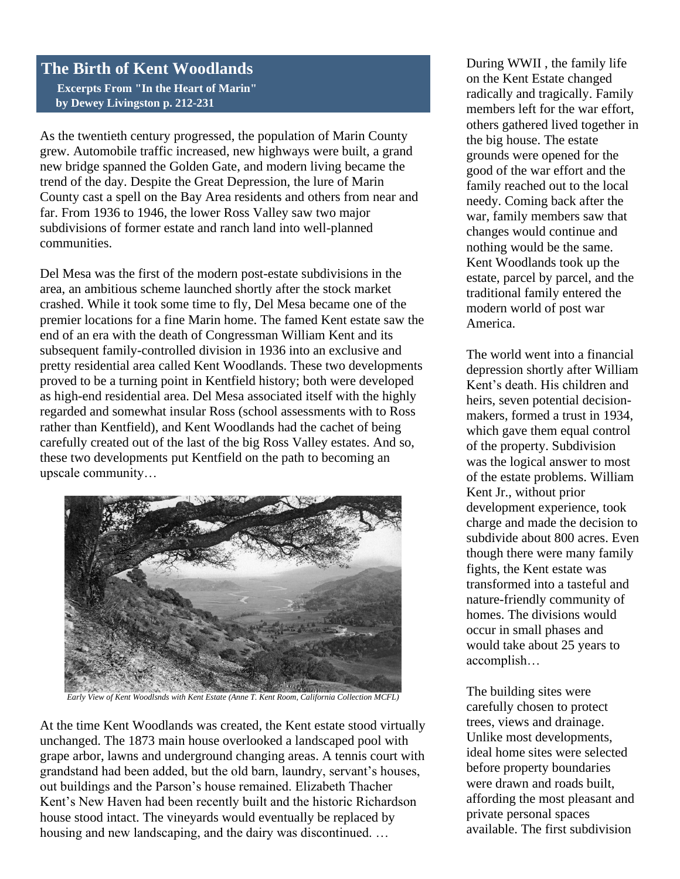## The Birth of Kent Woodlands

**Excerpts From "In the Heart of Marin" by Dewey Livingston p. 212-231**

As the twentieth century progressed, the population of Marin County grew. Automobile traffic increased, new highways were built, a grand new bridge spanned the Golden Gate, and modern living became the trend of the day. Despite the Great Depression, the lure of Marin County cast a spell on the Bay Area residents and others from near and far. From 1936 to 1946, the lower Ross Valley saw two major subdivisions of former estate and ranch land into well-planned communities.

Del Mesa was the first of the modern post-estate subdivisions in the area, an ambitious scheme launched shortly after the stock market crashed. While it took some time to fly, Del Mesa became one of the premier locations for a fine Marin home. The famed Kent estate saw the end of an era with the death of Congressman William Kent and its subsequent family-controlled division in 1936 into an exclusive and pretty residential area called Kent Woodlands. These two developments proved to be a turning point in Kentfield history; both were developed as high-end residential area. Del Mesa associated itself with the highly regarded and somewhat insular Ross (school assessments with to Ross rather than Kentfield), and Kent Woodlands had the cachet of being carefully created out of the last of the big Ross Valley estates. And so, these two developments put Kentfield on the path to becoming an upscale community…

*Early View of Kent Woodlsnds with Kent Estate (Anne T. Kent Room, California Collection MCFL)*

At the time Kent Woodlands was created, the Kent estate stood virtually unchanged. The 1873 main house overlooked a landscaped pool with grape arbor, lawns and underground changing areas. A tennis court with grandstand had been added, but the old barn, laundry, servant's houses, out buildings and the Parson's house remained. Elizabeth Thacher Kent's New Haven had been recently built and the historic Richardson house stood intact. The vineyards would eventually be replaced by housing and new landscaping, and the dairy was discontinued. …

During WWII , the family life on the Kent Estate changed radically and tragically. Family members left for the war effort, others gathered lived together in the big house. The estate grounds were opened for the good of the war effort and the family reached out to the local needy. Coming back after the war, family members saw that changes would continue and nothing would be the same. Kent Woodlands took up the estate, parcel by parcel, and the traditional family entered the modern world of post war America.

The world went into a financial depression shortly after William Kent's death. His children and heirs, seven potential decision-makers, formed a trust in 1934, which gave them equal control of the property. Subdivision was the logical answer to most of the estate problems. William Kent Jr., without prior development experience, took charge and made the decision to subdivide about 800 acres. Even though there were many family fights, the Kent estate was transformed into a tasteful and nature-friendly community of homes. The divisions would occur in small phases and would take about 25 years to accomplish…

The building sites were carefully chosen to protect trees, views and drainage. Unlike most developments, ideal home sites were selected before property boundaries were drawn and roads built, affording the most pleasant and private personal spaces available. The first subdivision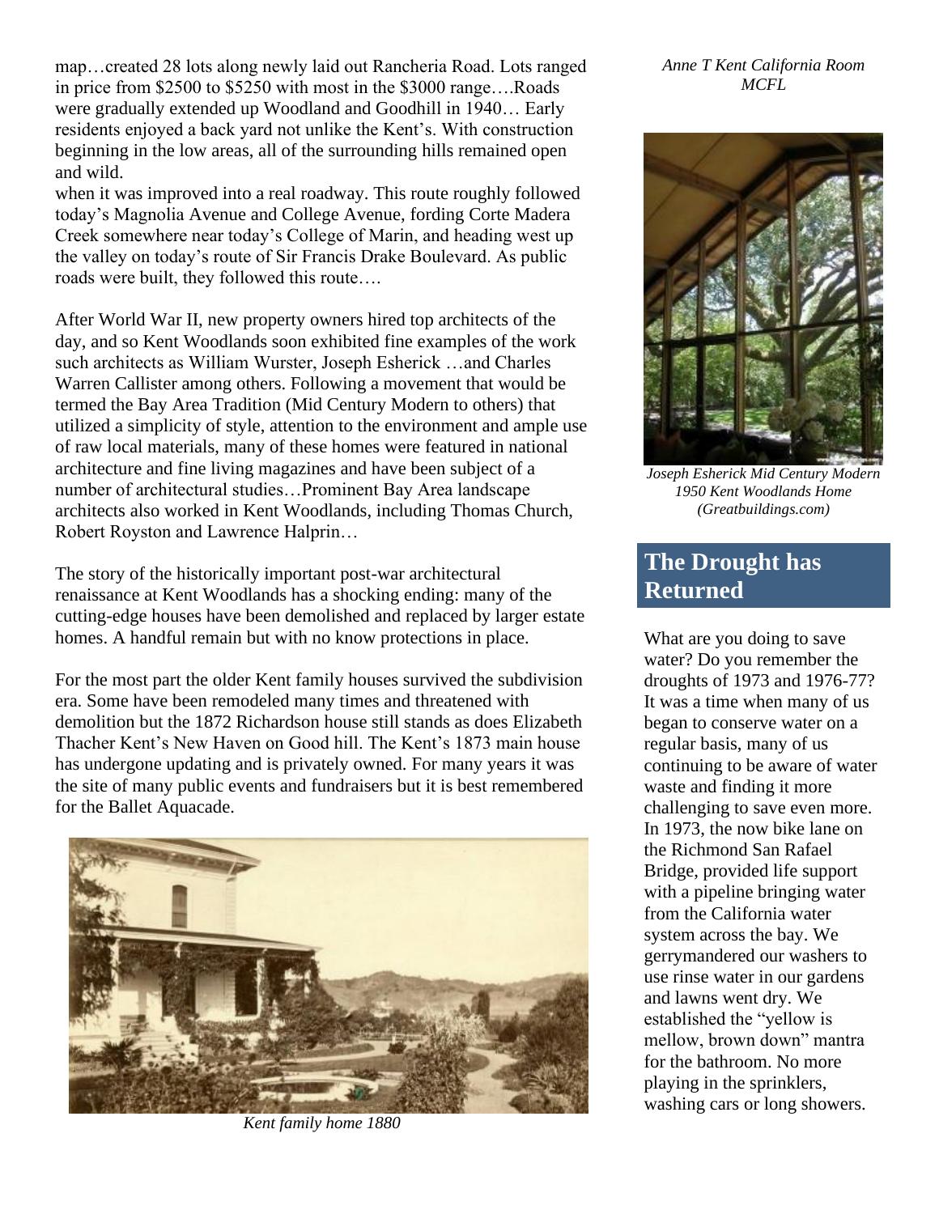map…created 28 lots along newly laid out Rancheria Road. Lots ranged in price from $2500 to $5250 with most in the $3000 range….Roads were gradually extended up Woodland and Goodhill in 1940… Early residents enjoyed a back yard not unlike the Kent's. With construction beginning in the low areas, all of the surrounding hills remained open and wild.

when it was improved into a real roadway. This route roughly followed today's Magnolia Avenue and College Avenue, fording Corte Madera Creek somewhere near today's College of Marin, and heading west up the valley on today's route of Sir Francis Drake Boulevard. As public roads were built, they followed this route….

*Anne T Kent California Room MCFL*

After World War II, new property owners hired top architects of the day, and so Kent Woodlands soon exhibited fine examples of the work such architects as William Wurster, Joseph Esherick …and Charles Warren Callister among others. Following a movement that would be termed the Bay Area Tradition (Mid Century Modern to others) that utilized a simplicity of style, attention to the environment and ample use of raw local materials, many of these homes were featured in national architecture and fine living magazines and have been subject of a number of architectural studies…Prominent Bay Area landscape architects also worked in Kent Woodlands, including Thomas Church, Robert Royston and Lawrence Halprin…

*Joseph Esherick Mid Century Modern 1950 Kent Woodlands Home (Greatbuildings.com)*

The story of the historically important post-war architectural renaissance at Kent Woodlands has a shocking ending: many of the cutting-edge houses have been demolished and replaced by larger estate homes. A handful remain but with no know protections in place.

For the most part the older Kent family houses survived the subdivision era. Some have been remodeled many times and threatened with demolition but the 1872 Richardson house still stands as does Elizabeth Thacher Kent's New Haven on Good hill. The Kent's 1873 main house has undergone updating and is privately owned. For many years it was the site of many public events and fundraisers but it is best remembered for the Ballet Aquacade.

*Kent family home 1880*

## The Drought has Returned

What are you doing to save water? Do you remember the droughts of 1973 and 1976-77? It was a time when many of us began to conserve water on a regular basis, many of us continuing to be aware of water waste and finding it more challenging to save even more. In 1973, the now bike lane on the Richmond San Rafael Bridge, provided life support with a pipeline bringing water from the California water system across the bay. We gerrymandered our washers to use rinse water in our gardens and lawns went dry. We established the "yellow is mellow, brown down" mantra for the bathroom. No more playing in the sprinklers, washing cars or long showers.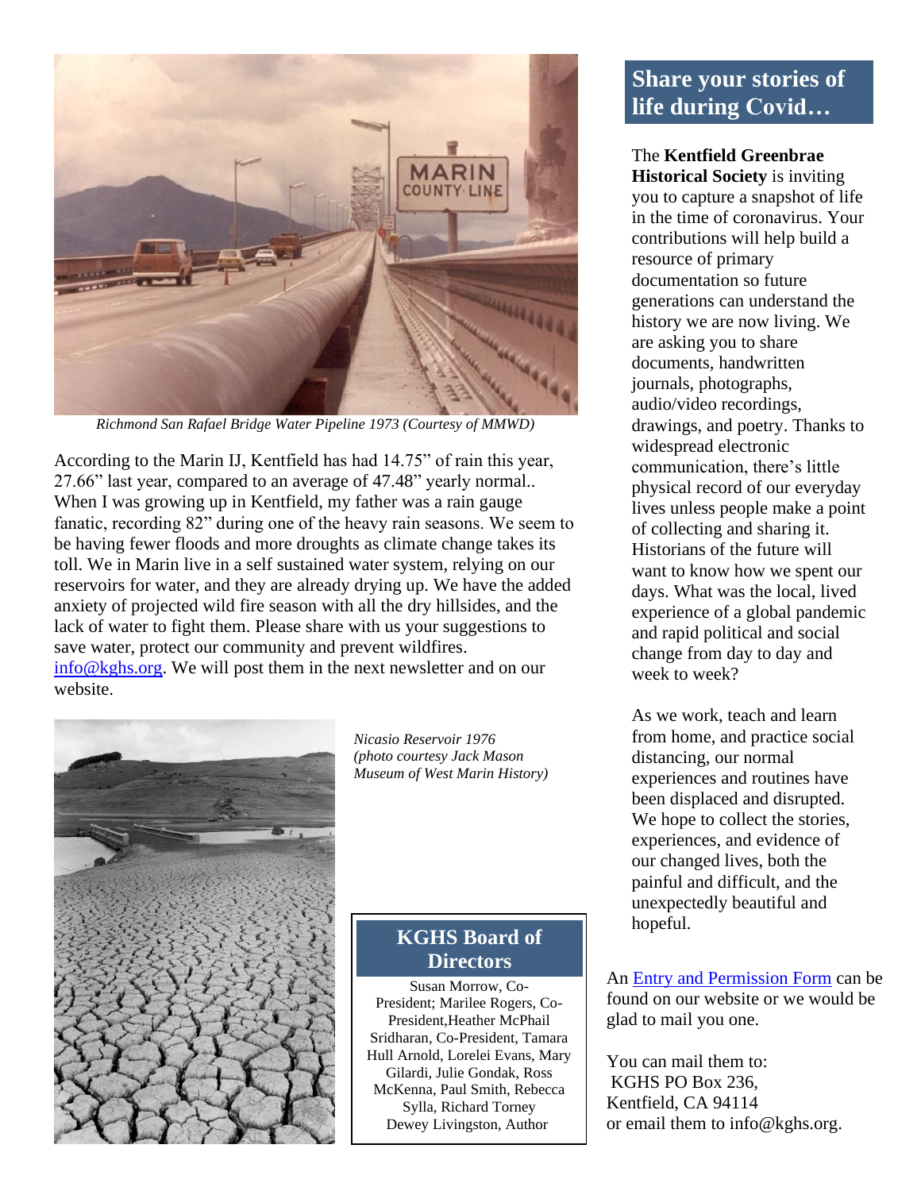*Richmond San Rafael Bridge Water Pipeline 1973 (Courtesy of MMWD)*

According to the Marin IJ, Kentfield has had 14.75" of rain this year, 27.66" last year, compared to an average of 47.48" yearly normal.. When I was growing up in Kentfield, my father was a rain gauge fanatic, recording 82" during one of the heavy rain seasons. We seem to be having fewer floods and more droughts as climate change takes its toll. We in Marin live in a self sustained water system, relying on our reservoirs for water, and they are already drying up. We have the added anxiety of projected wild fire season with all the dry hillsides, and the lack of water to fight them. Please share with us your suggestions to save water, protect our community and prevent wildfires. info@kghs.org. We will post them in the next newsletter and on our website.

*Nicasio Reservoir 1976 (photo courtesy Jack Mason Museum of West Marin History)*

## KGHS Board of Directors

Susan Morrow, Co-President; Marilee Rogers, Co-President,Heather McPhail Sridharan, Co-President, Tamara Hull Arnold, Lorelei Evans, Mary Gilardi, Julie Gondak, Ross McKenna, Paul Smith, Rebecca Sylla, Richard Torney
Dewey Livingston, Author

## Share your stories of life during Covid…

The **Kentfield Greenbrae Historical Society** is inviting you to capture a snapshot of life in the time of coronavirus. Your contributions will help build a resource of primary documentation so future generations can understand the history we are now living. We are asking you to share documents, handwritten journals, photographs, audio/video recordings, drawings, and poetry. Thanks to widespread electronic communication, there's little physical record of our everyday lives unless people make a point of collecting and sharing it. Historians of the future will want to know how we spent our days. What was the local, lived experience of a global pandemic and rapid political and social change from day to day and week to week?

As we work, teach and learn from home, and practice social distancing, our normal experiences and routines have been displaced and disrupted. We hope to collect the stories, experiences, and evidence of our changed lives, both the painful and difficult, and the unexpectedly beautiful and hopeful.

An Entry and Permission Form can be found on our website or we would be glad to mail you one.

You can mail them to:
KGHS PO Box 236,
Kentfield, CA 94114
or email them to info@kghs.org.